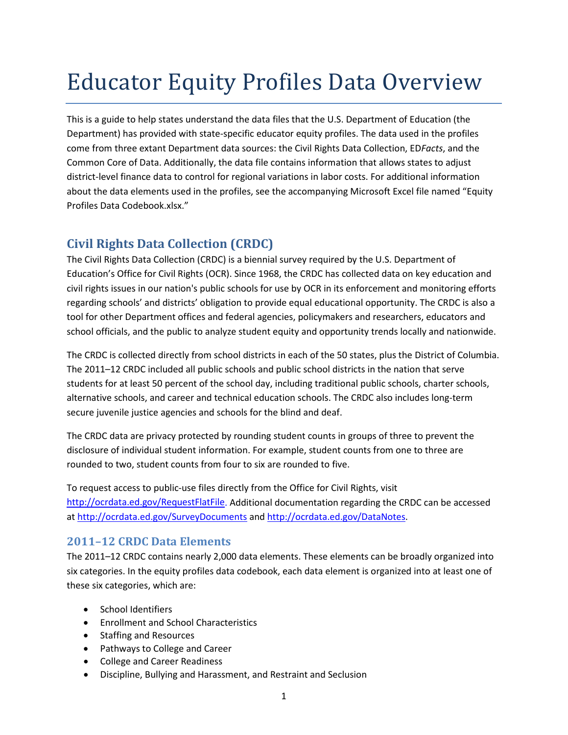# Educator Equity Profiles Data Overview

This is a guide to help states understand the data files that the U.S. Department of Education (the Department) has provided with state-specific educator equity profiles. The data used in the profiles come from three extant Department data sources: the Civil Rights Data Collection, ED*Facts*, and the Common Core of Data. Additionally, the data file contains information that allows states to adjust district-level finance data to control for regional variations in labor costs. For additional information about the data elements used in the profiles, see the accompanying Microsoft Excel file named "Equity Profiles Data Codebook.xlsx."

## Civil Rights Data Collection (CRDC)

The Civil Rights Data Collection (CRDC) is a biennial survey required by the U.S. Department of Education's Office for Civil Rights (OCR). Since 1968, the CRDC has collected data on key education and civil rights issues in our nation's public schools for use by OCR in its enforcement and monitoring efforts regarding schools' and districts' obligation to provide equal educational opportunity. The CRDC is also a tool for other Department offices and federal agencies, policymakers and researchers, educators and school officials, and the public to analyze student equity and opportunity trends locally and nationwide.

The CRDC is collected directly from school districts in each of the 50 states, plus the District of Columbia. The 2011–12 CRDC included all public schools and public school districts in the nation that serve students for at least 50 percent of the school day, including traditional public schools, charter schools, alternative schools, and career and technical education schools. The CRDC also includes long-term secure juvenile justice agencies and schools for the blind and deaf.

The CRDC data are privacy protected by rounding student counts in groups of three to prevent the disclosure of individual student information. For example, student counts from one to three are rounded to two, student counts from four to six are rounded to five.

To request access to public-use files directly from the Office for Civil Rights, visit http://ocrdata.ed.gov/RequestFlatFile. Additional documentation regarding the CRDC can be accessed at http://ocrdata.ed.gov/SurveyDocuments and http://ocrdata.ed.gov/DataNotes.

### 2011–12 CRDC Data Elements

The 2011–12 CRDC contains nearly 2,000 data elements. These elements can be broadly organized into six categories. In the equity profiles data codebook, each data element is organized into at least one of these six categories, which are:

- School Identifiers
- Enrollment and School Characteristics
- Staffing and Resources
- Pathways to College and Career
- College and Career Readiness
- Discipline, Bullying and Harassment, and Restraint and Seclusion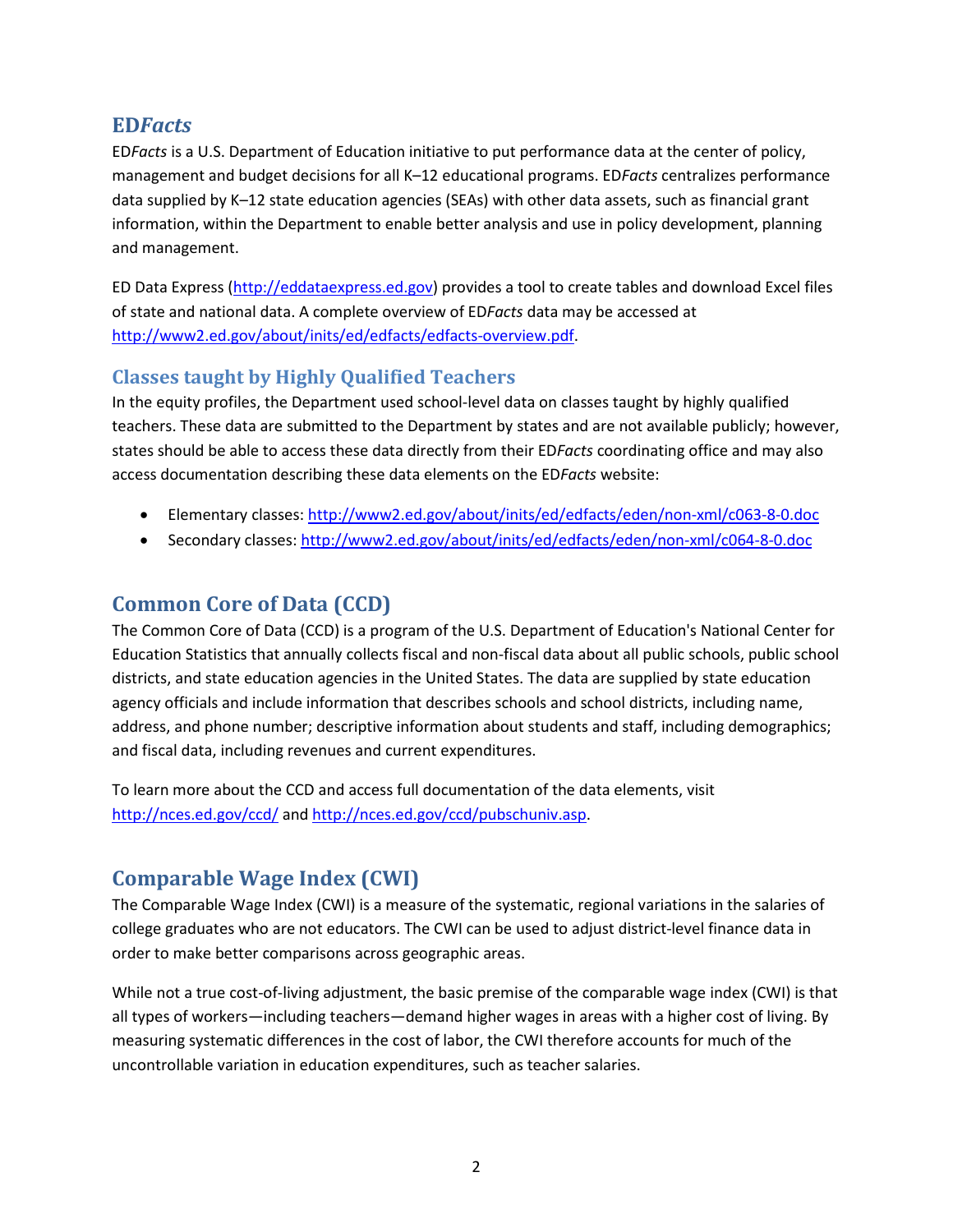## ED*Facts*

ED*Facts* is a U.S. Department of Education initiative to put performance data at the center of policy, management and budget decisions for all K–12 educational programs. ED*Facts* centralizes performance data supplied by K–12 state education agencies (SEAs) with other data assets, such as financial grant information, within the Department to enable better analysis and use in policy development, planning and management.

ED Data Express (http://eddataexpress.ed.gov) provides a tool to create tables and download Excel files of state and national data. A complete overview of ED*Facts* data may be accessed at http://www2.ed.gov/about/inits/ed/edfacts/edfacts-overview.pdf.

### Classes taught by Highly Qualified Teachers

In the equity profiles, the Department used school-level data on classes taught by highly qualified teachers. These data are submitted to the Department by states and are not available publicly; however, states should be able to access these data directly from their ED*Facts* coordinating office and may also access documentation describing these data elements on the ED*Facts* website:

- Elementary classes: http://www2.ed.gov/about/inits/ed/edfacts/eden/non-xml/c063-8-0.doc
- Secondary classes: http://www2.ed.gov/about/inits/ed/edfacts/eden/non-xml/c064-8-0.doc

## Common Core of Data (CCD)

The Common Core of Data (CCD) is a program of the U.S. Department of Education's National Center for Education Statistics that annually collects fiscal and non-fiscal data about all public schools, public school districts, and state education agencies in the United States. The data are supplied by state education agency officials and include information that describes schools and school districts, including name, address, and phone number; descriptive information about students and staff, including demographics; and fiscal data, including revenues and current expenditures.

To learn more about the CCD and access full documentation of the data elements, visit http://nces.ed.gov/ccd/ and http://nces.ed.gov/ccd/pubschuniv.asp.

## Comparable Wage Index (CWI)

The Comparable Wage Index (CWI) is a measure of the systematic, regional variations in the salaries of college graduates who are not educators. The CWI can be used to adjust district-level finance data in order to make better comparisons across geographic areas.

While not a true cost-of-living adjustment, the basic premise of the comparable wage index (CWI) is that all types of workers—including teachers—demand higher wages in areas with a higher cost of living. By measuring systematic differences in the cost of labor, the CWI therefore accounts for much of the uncontrollable variation in education expenditures, such as teacher salaries.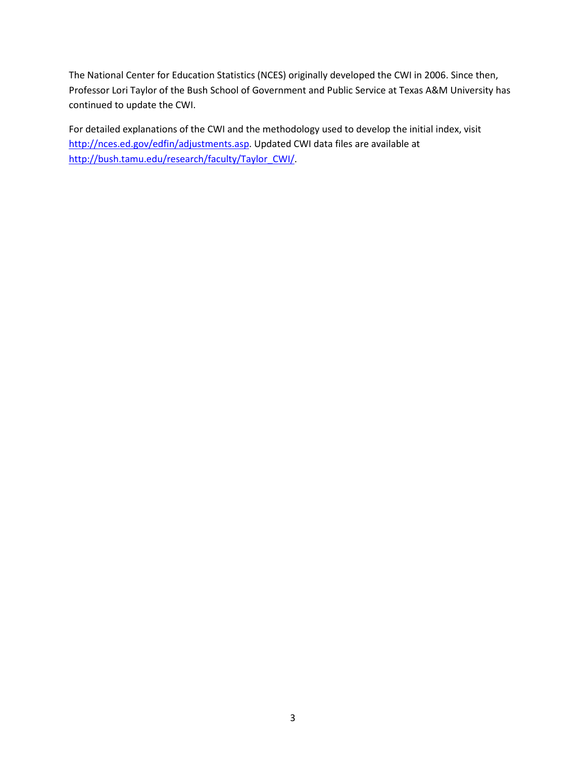The National Center for Education Statistics (NCES) originally developed the CWI in 2006. Since then, Professor Lori Taylor of the Bush School of Government and Public Service at Texas A&M University has continued to update the CWI.

For detailed explanations of the CWI and the methodology used to develop the initial index, visit [http://nces.ed.gov/edfin/adjustments.asp](http://nces.ed.gov/edfin/adjustments.asp). Updated CWI data files are available at [http://bush.tamu.edu/research/faculty/Taylor_CWI/](http://bush.tamu.edu/research/faculty/Taylor_CWI/).